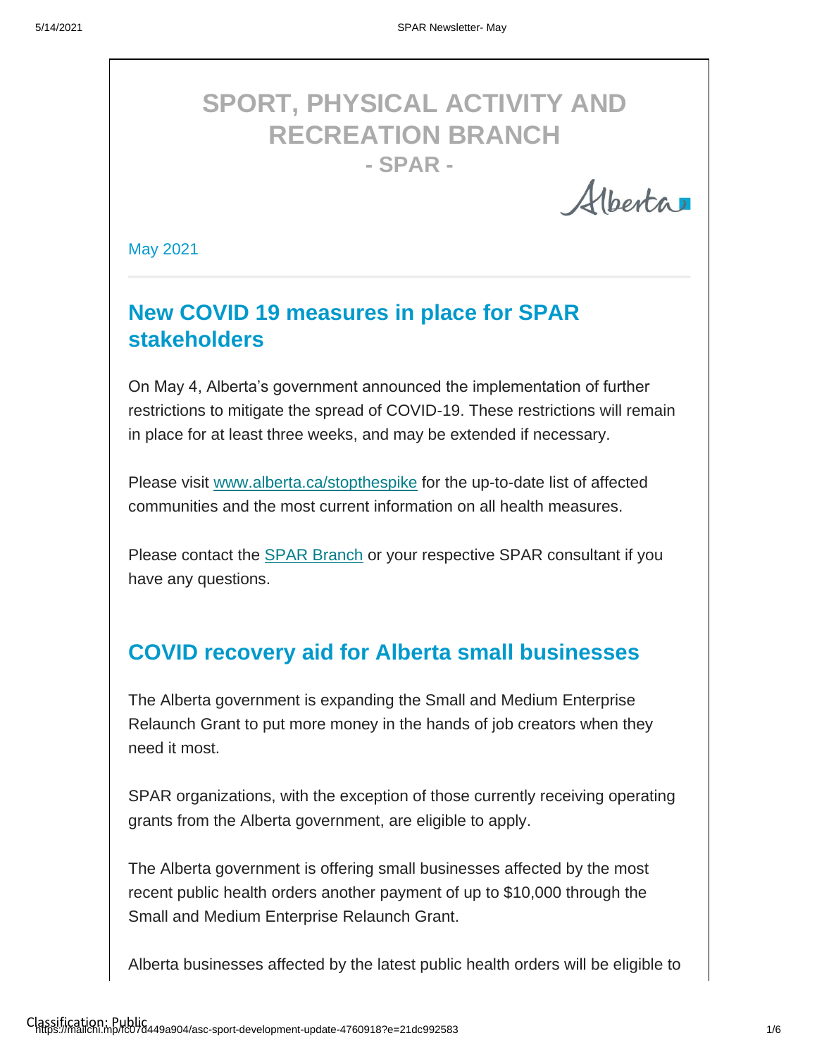# SPORT, PHYSICAL ACTIVITY AND RECREATION BRANCH

**- SPAR -**

Alberta

May 2021

## New COVID 19 measures in place for SPAR stakeholders

On May 4, Alberta's government announced the implementation of further restrictions to mitigate the spread of COVID-19. These restrictions will remain in place for at least three weeks, and may be extended if necessary.

Please visit www.alberta.ca/stopthespike for the up-to-date list of affected communities and the most current information on all health measures.

Please contact the SPAR Branch or your respective SPAR consultant if you have any questions.

## COVID recovery aid for Alberta small businesses

The Alberta government is expanding the Small and Medium Enterprise Relaunch Grant to put more money in the hands of job creators when they need it most.

SPAR organizations, with the exception of those currently receiving operating grants from the Alberta government, are eligible to apply.

The Alberta government is offering small businesses affected by the most recent public health orders another payment of up to $10,000 through the Small and Medium Enterprise Relaunch Grant.

Alberta businesses affected by the latest public health orders will be eligible to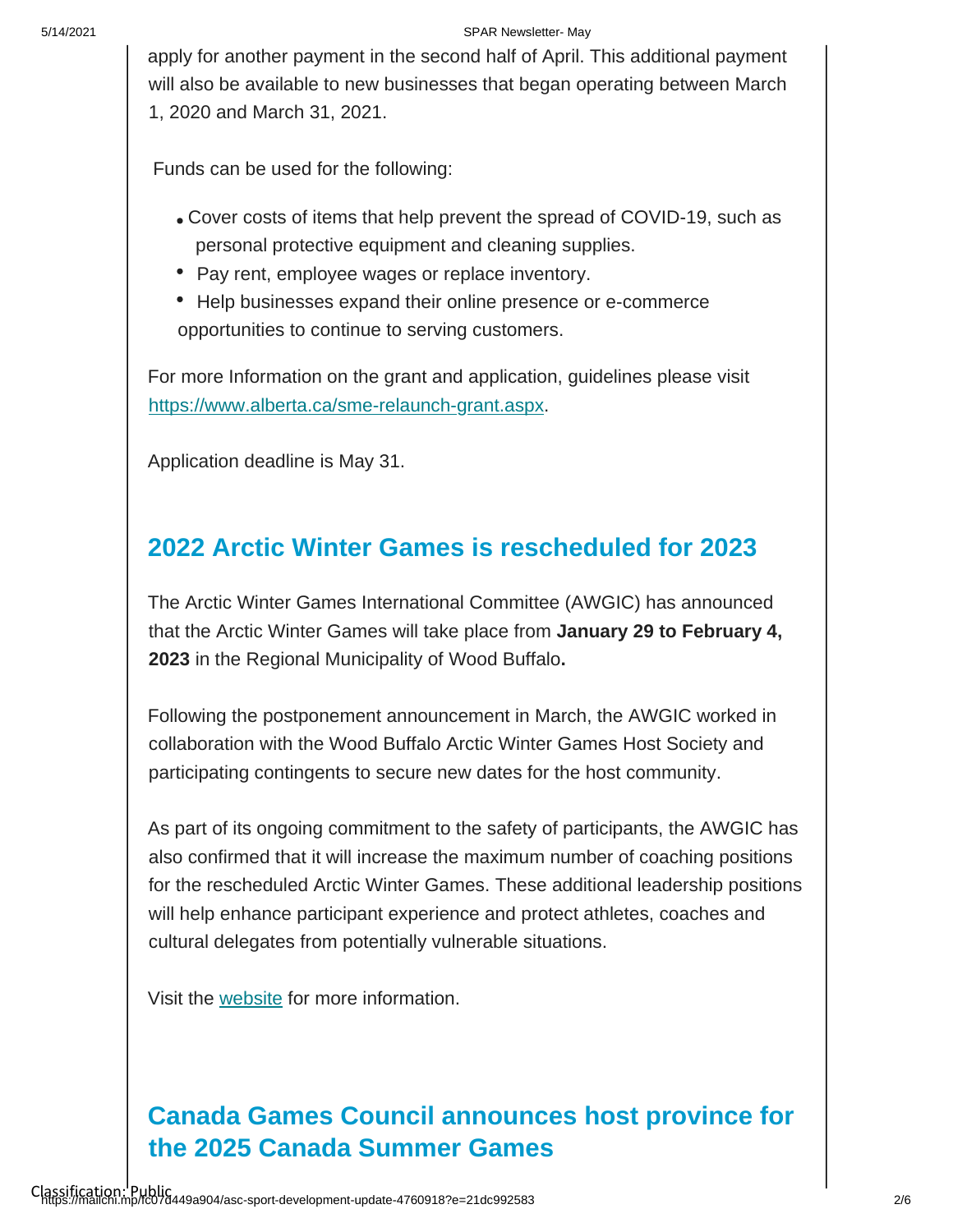apply for another payment in the second half of April. This additional payment will also be available to new businesses that began operating between March 1, 2020 and March 31, 2021.

Funds can be used for the following:

- Cover costs of items that help prevent the spread of COVID-19, such as personal protective equipment and cleaning supplies.
- Pay rent, employee wages or replace inventory.
- Help businesses expand their online presence or e-commerce opportunities to continue to serving customers.

For more Information on the grant and application, guidelines please visit https://www.alberta.ca/sme-relaunch-grant.aspx.

Application deadline is May 31.

## 2022 Arctic Winter Games is rescheduled for 2023

The Arctic Winter Games International Committee (AWGIC) has announced that the Arctic Winter Games will take place from **January 29 to February 4, 2023** in the Regional Municipality of Wood Buffalo**.**

Following the postponement announcement in March, the AWGIC worked in collaboration with the Wood Buffalo Arctic Winter Games Host Society and participating contingents to secure new dates for the host community.

As part of its ongoing commitment to the safety of participants, the AWGIC has also confirmed that it will increase the maximum number of coaching positions for the rescheduled Arctic Winter Games. These additional leadership positions will help enhance participant experience and protect athletes, coaches and cultural delegates from potentially vulnerable situations.

Visit the website for more information.

## Canada Games Council announces host province for the 2025 Canada Summer Games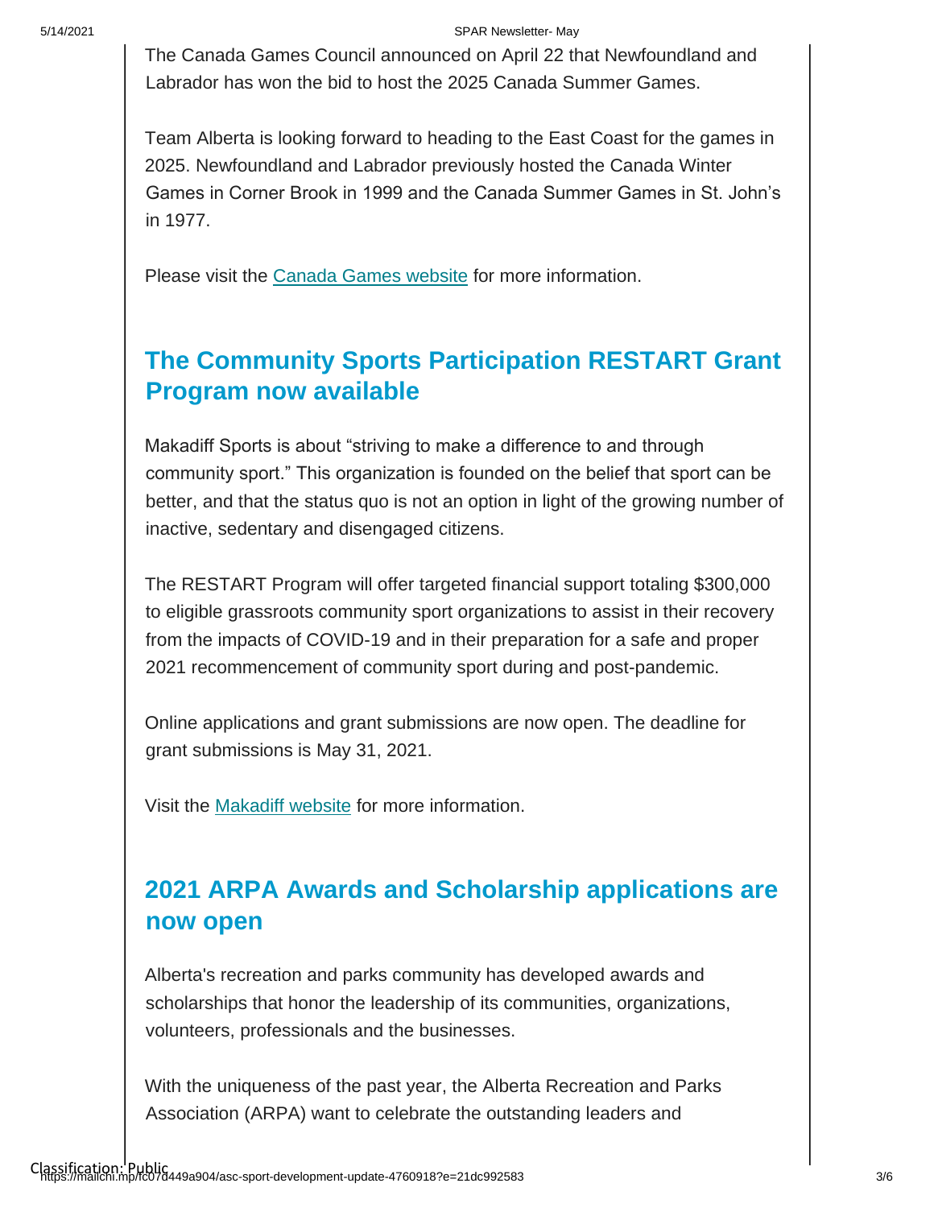The Canada Games Council announced on April 22 that Newfoundland and Labrador has won the bid to host the 2025 Canada Summer Games.

Team Alberta is looking forward to heading to the East Coast for the games in 2025. Newfoundland and Labrador previously hosted the Canada Winter Games in Corner Brook in 1999 and the Canada Summer Games in St. John's in 1977.

Please visit the Canada Games website for more information.

## The Community Sports Participation RESTART Grant Program now available

Makadiff Sports is about "striving to make a difference to and through community sport." This organization is founded on the belief that sport can be better, and that the status quo is not an option in light of the growing number of inactive, sedentary and disengaged citizens.

The RESTART Program will offer targeted financial support totaling $300,000 to eligible grassroots community sport organizations to assist in their recovery from the impacts of COVID-19 and in their preparation for a safe and proper 2021 recommencement of community sport during and post-pandemic.

Online applications and grant submissions are now open. The deadline for grant submissions is May 31, 2021.

Visit the Makadiff website for more information.

## 2021 ARPA Awards and Scholarship applications are now open

Alberta's recreation and parks community has developed awards and scholarships that honor the leadership of its communities, organizations, volunteers, professionals and the businesses.

With the uniqueness of the past year, the Alberta Recreation and Parks Association (ARPA) want to celebrate the outstanding leaders and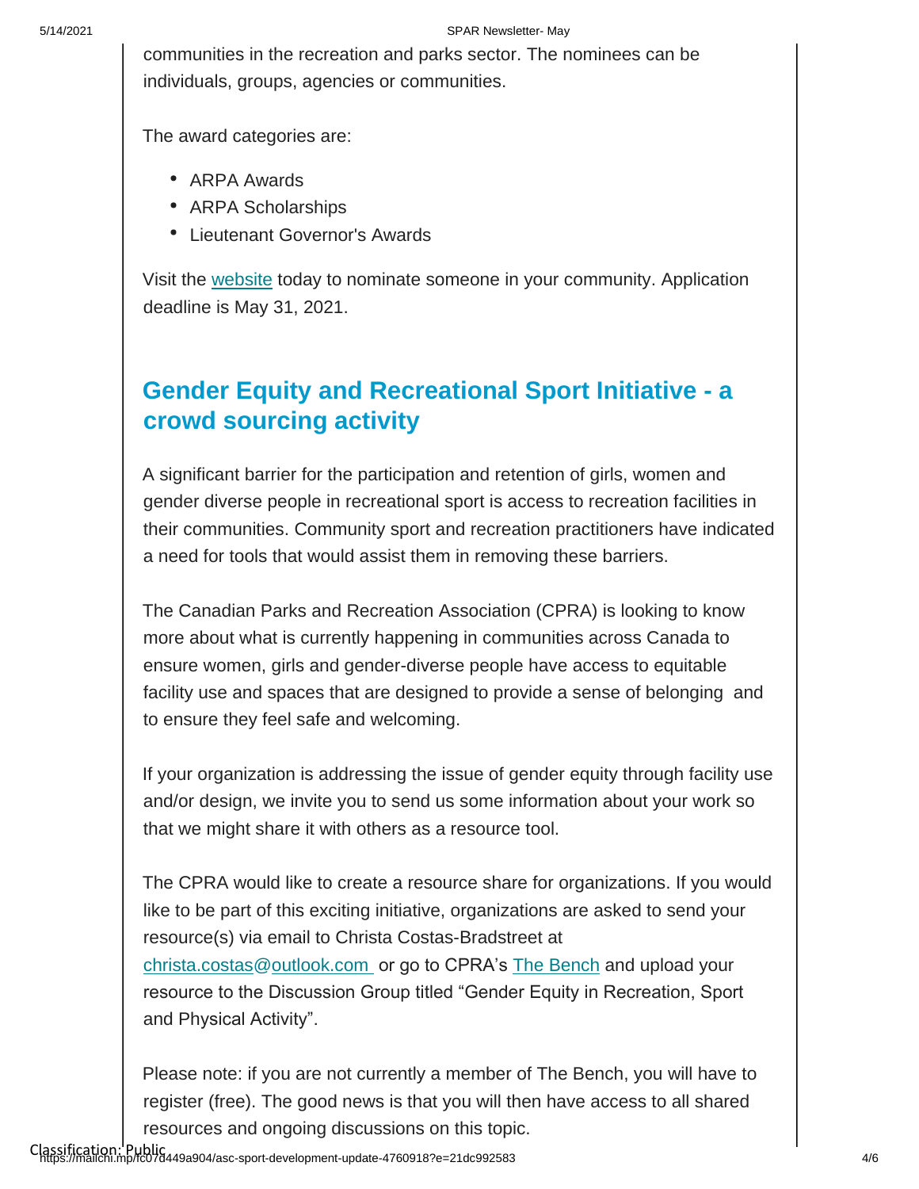communities in the recreation and parks sector. The nominees can be individuals, groups, agencies or communities.

The award categories are:

- ARPA Awards
- ARPA Scholarships
- Lieutenant Governor's Awards

Visit the website today to nominate someone in your community. Application deadline is May 31, 2021.

## Gender Equity and Recreational Sport Initiative - a crowd sourcing activity

A significant barrier for the participation and retention of girls, women and gender diverse people in recreational sport is access to recreation facilities in their communities. Community sport and recreation practitioners have indicated a need for tools that would assist them in removing these barriers.

The Canadian Parks and Recreation Association (CPRA) is looking to know more about what is currently happening in communities across Canada to ensure women, girls and gender-diverse people have access to equitable facility use and spaces that are designed to provide a sense of belonging and to ensure they feel safe and welcoming.

If your organization is addressing the issue of gender equity through facility use and/or design, we invite you to send us some information about your work so that we might share it with others as a resource tool.

The CPRA would like to create a resource share for organizations. If you would like to be part of this exciting initiative, organizations are asked to send your resource(s) via email to Christa Costas-Bradstreet at christa.costas@outlook.com or go to CPRA's The Bench and upload your resource to the Discussion Group titled "Gender Equity in Recreation, Sport and Physical Activity".

Please note: if you are not currently a member of The Bench, you will have to register (free). The good news is that you will then have access to all shared resources and ongoing discussions on this topic.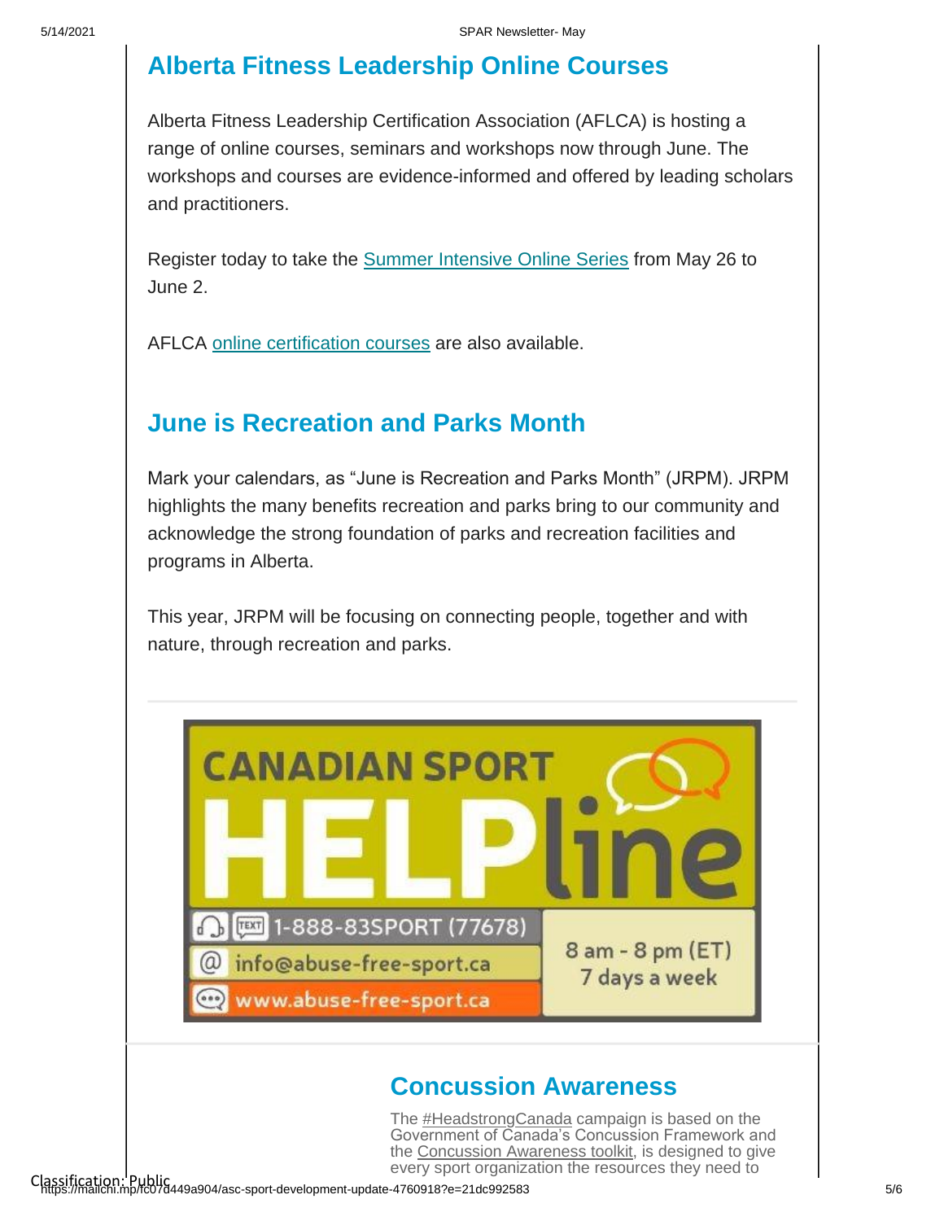## Alberta Fitness Leadership Online Courses

Alberta Fitness Leadership Certification Association (AFLCA) is hosting a range of online courses, seminars and workshops now through June. The workshops and courses are evidence-informed and offered by leading scholars and practitioners.

Register today to take the Summer Intensive Online Series from May 26 to June 2.

AFLCA online certification courses are also available.

## June is Recreation and Parks Month

Mark your calendars, as "June is Recreation and Parks Month" (JRPM). JRPM highlights the many benefits recreation and parks bring to our community and acknowledge the strong foundation of parks and recreation facilities and programs in Alberta.

This year, JRPM will be focusing on connecting people, together and with nature, through recreation and parks.

---

CANADIAN SPORT HELPline

1-888-83SPORT (77678)

info@abuse-free-sport.ca

www.abuse-free-sport.ca

8 am - 8 pm (ET)
7 days a week

## Concussion Awareness

The #HeadstrongCanada campaign is based on the Government of Canada's Concussion Framework and the Concussion Awareness toolkit, is designed to give every sport organization the resources they need to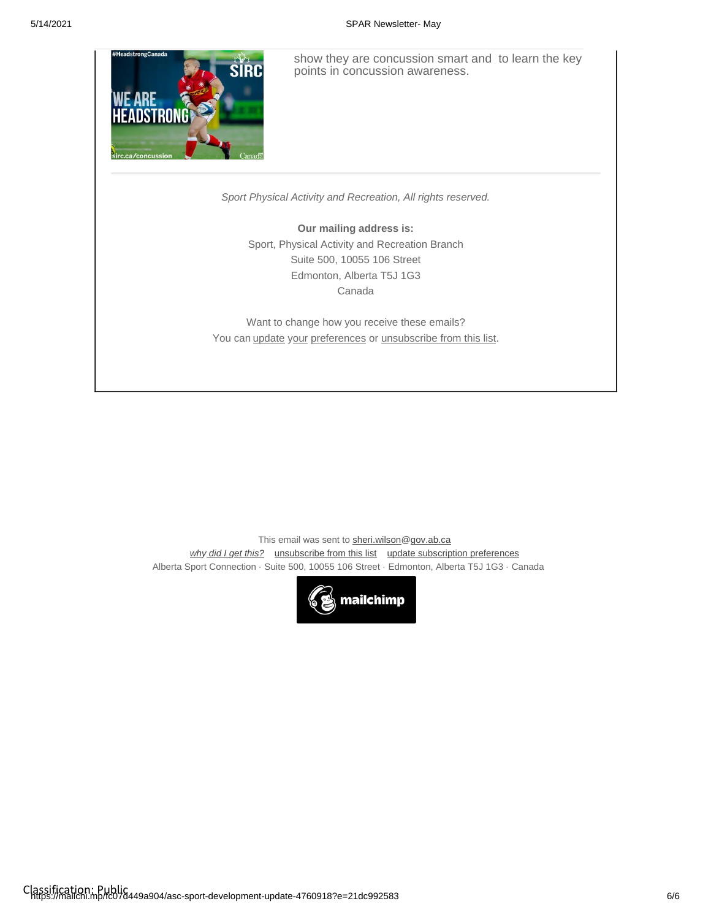show they are concussion smart and  to learn the key points in concussion awareness.

---

*Sport Physical Activity and Recreation, All rights reserved.*

**Our mailing address is:**
Sport, Physical Activity and Recreation Branch
Suite 500, 10055 106 Street
Edmonton, Alberta T5J 1G3
Canada

Want to change how you receive these emails?
You can update your preferences or unsubscribe from this list.

This email was sent to sheri.wilson@gov.ab.ca
*why did I get this?*    unsubscribe from this list    update subscription preferences
Alberta Sport Connection · Suite 500, 10055 106 Street · Edmonton, Alberta T5J 1G3 · Canada

Classification: Public